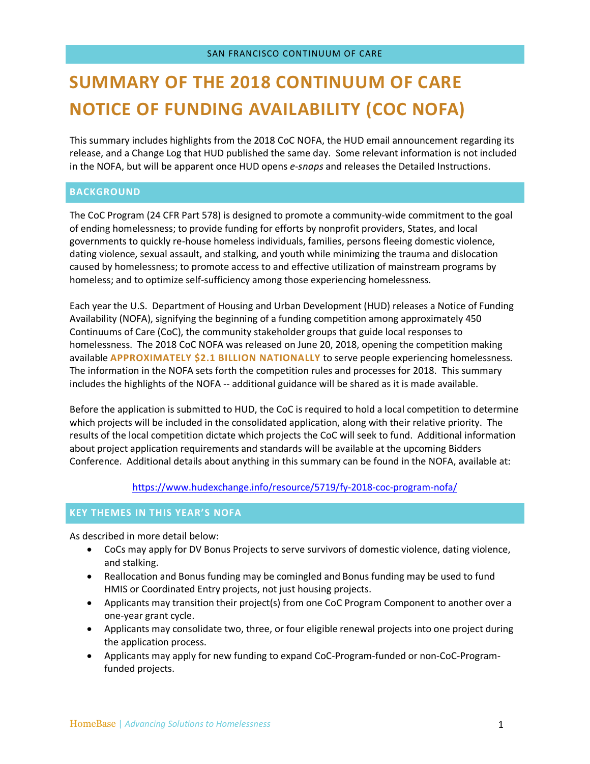SAN FRANCISCO CONTINUUM OF CARE

# SUMMARY OF THE 2018 CONTINUUM OF CARE NOTICE OF FUNDING AVAILABILITY (COC NOFA)

This summary includes highlights from the 2018 CoC NOFA, the HUD email announcement regarding its release, and a Change Log that HUD published the same day. Some relevant information is not included in the NOFA, but will be apparent once HUD opens *e-snaps* and releases the Detailed Instructions.

## BACKGROUND

The CoC Program (24 CFR Part 578) is designed to promote a community-wide commitment to the goal of ending homelessness; to provide funding for efforts by nonprofit providers, States, and local governments to quickly re-house homeless individuals, families, persons fleeing domestic violence, dating violence, sexual assault, and stalking, and youth while minimizing the trauma and dislocation caused by homelessness; to promote access to and effective utilization of mainstream programs by homeless; and to optimize self-sufficiency among those experiencing homelessness.

Each year the U.S. Department of Housing and Urban Development (HUD) releases a Notice of Funding Availability (NOFA), signifying the beginning of a funding competition among approximately 450 Continuums of Care (CoC), the community stakeholder groups that guide local responses to homelessness. The 2018 CoC NOFA was released on June 20, 2018, opening the competition making available **APPROXIMATELY $2.1 BILLION NATIONALLY** to serve people experiencing homelessness. The information in the NOFA sets forth the competition rules and processes for 2018. This summary includes the highlights of the NOFA -- additional guidance will be shared as it is made available.

Before the application is submitted to HUD, the CoC is required to hold a local competition to determine which projects will be included in the consolidated application, along with their relative priority. The results of the local competition dictate which projects the CoC will seek to fund. Additional information about project application requirements and standards will be available at the upcoming Bidders Conference. Additional details about anything in this summary can be found in the NOFA, available at:

https://www.hudexchange.info/resource/5719/fy-2018-coc-program-nofa/

## KEY THEMES IN THIS YEAR'S NOFA

As described in more detail below:

- CoCs may apply for DV Bonus Projects to serve survivors of domestic violence, dating violence, and stalking.
- Reallocation and Bonus funding may be comingled and Bonus funding may be used to fund HMIS or Coordinated Entry projects, not just housing projects.
- Applicants may transition their project(s) from one CoC Program Component to another over a one-year grant cycle.
- Applicants may consolidate two, three, or four eligible renewal projects into one project during the application process.
- Applicants may apply for new funding to expand CoC-Program-funded or non-CoC-Program-funded projects.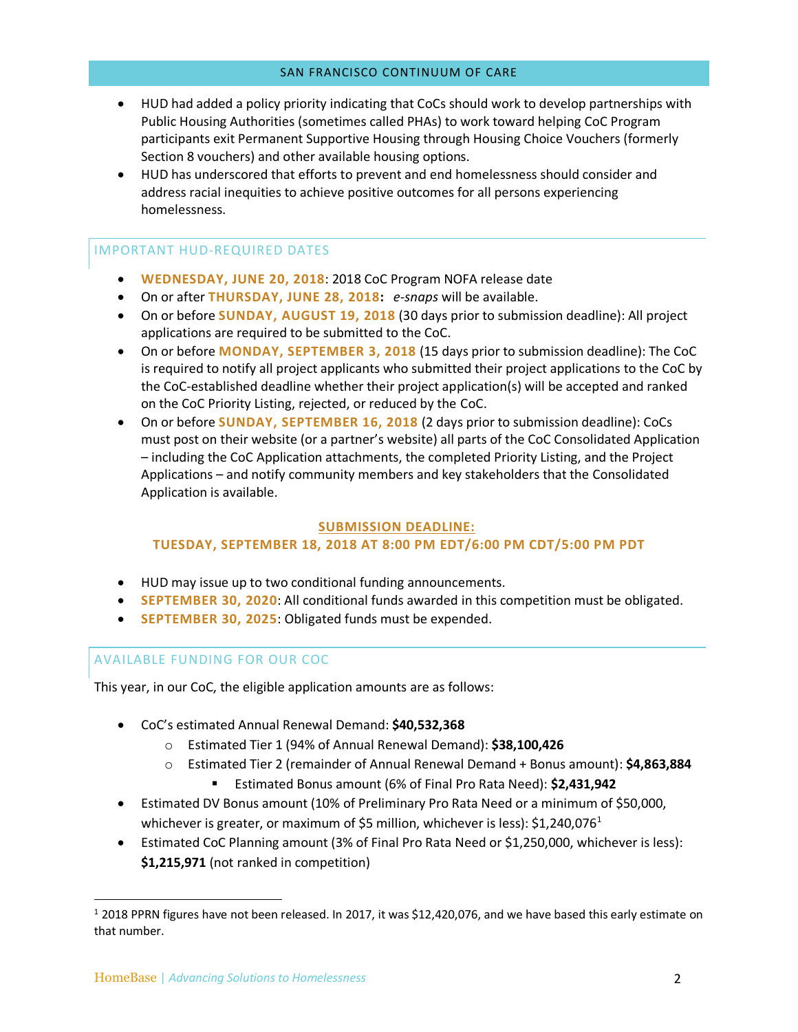- HUD had added a policy priority indicating that CoCs should work to develop partnerships with Public Housing Authorities (sometimes called PHAs) to work toward helping CoC Program participants exit Permanent Supportive Housing through Housing Choice Vouchers (formerly Section 8 vouchers) and other available housing options.
- HUD has underscored that efforts to prevent and end homelessness should consider and address racial inequities to achieve positive outcomes for all persons experiencing homelessness.

## IMPORTANT HUD-REQUIRED DATES

- **WEDNESDAY, JUNE 20, 2018**: 2018 CoC Program NOFA release date
- On or after **THURSDAY, JUNE 28, 2018**: *e-snaps* will be available.
- On or before **SUNDAY, AUGUST 19, 2018** (30 days prior to submission deadline): All project applications are required to be submitted to the CoC.
- On or before **MONDAY, SEPTEMBER 3, 2018** (15 days prior to submission deadline): The CoC is required to notify all project applicants who submitted their project applications to the CoC by the CoC-established deadline whether their project application(s) will be accepted and ranked on the CoC Priority Listing, rejected, or reduced by the CoC.
- On or before **SUNDAY, SEPTEMBER 16, 2018** (2 days prior to submission deadline): CoCs must post on their website (or a partner's website) all parts of the CoC Consolidated Application – including the CoC Application attachments, the completed Priority Listing, and the Project Applications – and notify community members and key stakeholders that the Consolidated Application is available.

**SUBMISSION DEADLINE:**
**TUESDAY, SEPTEMBER 18, 2018 AT 8:00 PM EDT/6:00 PM CDT/5:00 PM PDT**

- HUD may issue up to two conditional funding announcements.
- **SEPTEMBER 30, 2020**: All conditional funds awarded in this competition must be obligated.
- **SEPTEMBER 30, 2025**: Obligated funds must be expended.

## AVAILABLE FUNDING FOR OUR COC

This year, in our CoC, the eligible application amounts are as follows:

- CoC's estimated Annual Renewal Demand: **$40,532,368**
  - Estimated Tier 1 (94% of Annual Renewal Demand): **$38,100,426**
  - Estimated Tier 2 (remainder of Annual Renewal Demand + Bonus amount): **$4,863,884**
    - Estimated Bonus amount (6% of Final Pro Rata Need): **$2,431,942**
- Estimated DV Bonus amount (10% of Preliminary Pro Rata Need or a minimum of $50,000, whichever is greater, or maximum of $5 million, whichever is less): $1,240,076[1]
- Estimated CoC Planning amount (3% of Final Pro Rata Need or $1,250,000, whichever is less): **$1,215,971** (not ranked in competition)

[1] 2018 PPRN figures have not been released. In 2017, it was $12,420,076, and we have based this early estimate on that number.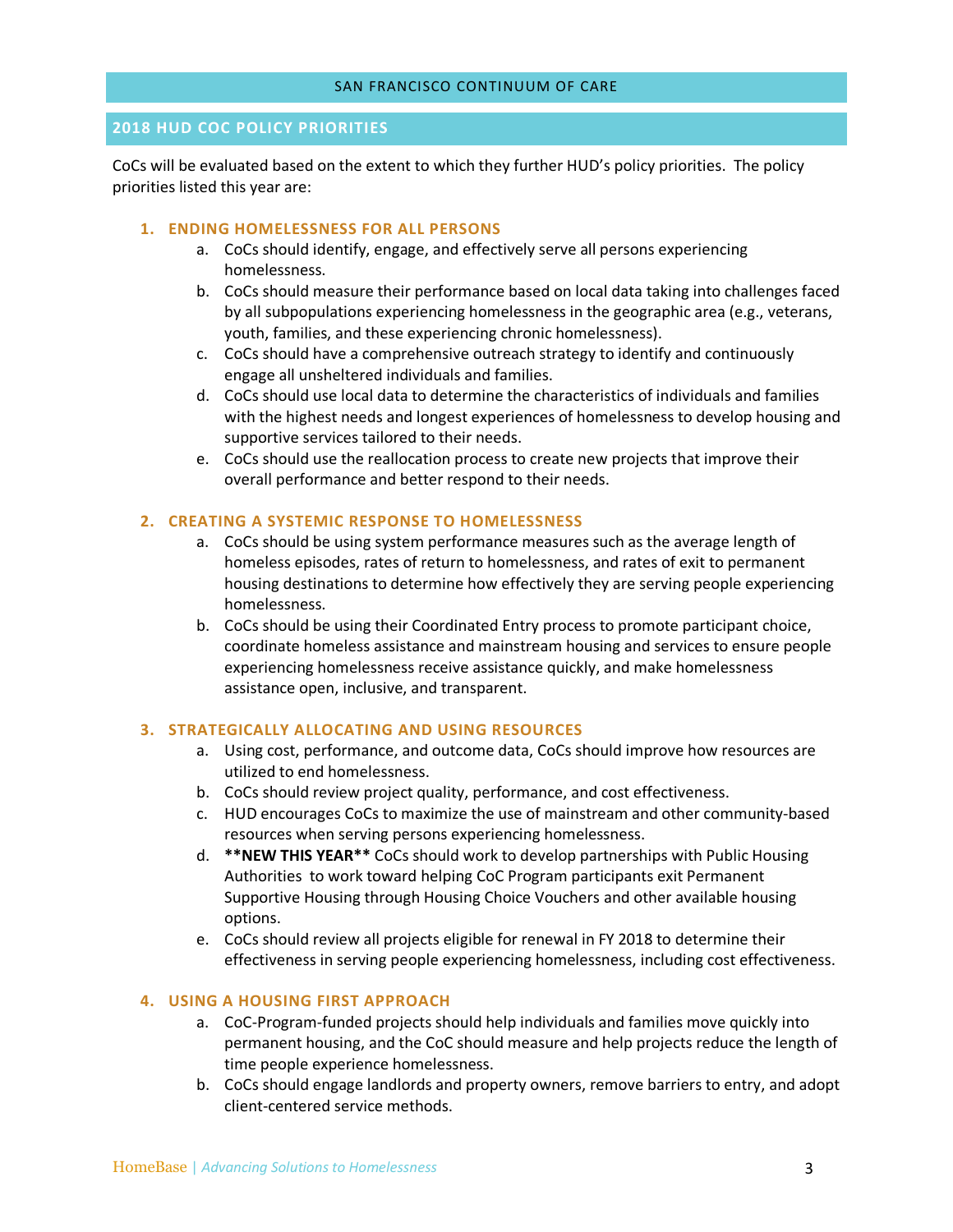SAN FRANCISCO CONTINUUM OF CARE

## 2018 HUD COC POLICY PRIORITIES

CoCs will be evaluated based on the extent to which they further HUD's policy priorities. The policy priorities listed this year are:

### 1. ENDING HOMELESSNESS FOR ALL PERSONS

a. CoCs should identify, engage, and effectively serve all persons experiencing homelessness.
b. CoCs should measure their performance based on local data taking into challenges faced by all subpopulations experiencing homelessness in the geographic area (e.g., veterans, youth, families, and these experiencing chronic homelessness).
c. CoCs should have a comprehensive outreach strategy to identify and continuously engage all unsheltered individuals and families.
d. CoCs should use local data to determine the characteristics of individuals and families with the highest needs and longest experiences of homelessness to develop housing and supportive services tailored to their needs.
e. CoCs should use the reallocation process to create new projects that improve their overall performance and better respond to their needs.

### 2. CREATING A SYSTEMIC RESPONSE TO HOMELESSNESS

a. CoCs should be using system performance measures such as the average length of homeless episodes, rates of return to homelessness, and rates of exit to permanent housing destinations to determine how effectively they are serving people experiencing homelessness.
b. CoCs should be using their Coordinated Entry process to promote participant choice, coordinate homeless assistance and mainstream housing and services to ensure people experiencing homelessness receive assistance quickly, and make homelessness assistance open, inclusive, and transparent.

### 3. STRATEGICALLY ALLOCATING AND USING RESOURCES

a. Using cost, performance, and outcome data, CoCs should improve how resources are utilized to end homelessness.
b. CoCs should review project quality, performance, and cost effectiveness.
c. HUD encourages CoCs to maximize the use of mainstream and other community-based resources when serving persons experiencing homelessness.
d. **\*\*NEW THIS YEAR\*\*** CoCs should work to develop partnerships with Public Housing Authorities to work toward helping CoC Program participants exit Permanent Supportive Housing through Housing Choice Vouchers and other available housing options.
e. CoCs should review all projects eligible for renewal in FY 2018 to determine their effectiveness in serving people experiencing homelessness, including cost effectiveness.

### 4. USING A HOUSING FIRST APPROACH

a. CoC-Program-funded projects should help individuals and families move quickly into permanent housing, and the CoC should measure and help projects reduce the length of time people experience homelessness.
b. CoCs should engage landlords and property owners, remove barriers to entry, and adopt client-centered service methods.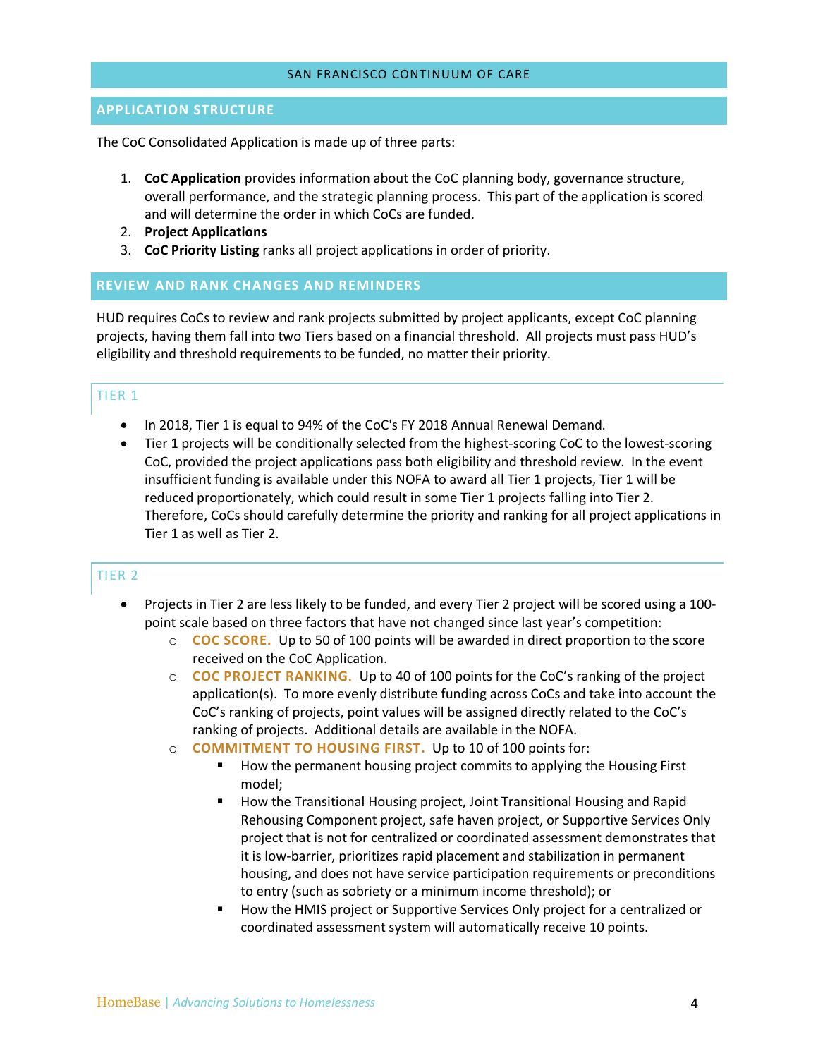## APPLICATION STRUCTURE

The CoC Consolidated Application is made up of three parts:

1. **CoC Application** provides information about the CoC planning body, governance structure, overall performance, and the strategic planning process. This part of the application is scored and will determine the order in which CoCs are funded.
2. **Project Applications**
3. **CoC Priority Listing** ranks all project applications in order of priority.

## REVIEW AND RANK CHANGES AND REMINDERS

HUD requires CoCs to review and rank projects submitted by project applicants, except CoC planning projects, having them fall into two Tiers based on a financial threshold. All projects must pass HUD's eligibility and threshold requirements to be funded, no matter their priority.

### TIER 1

- In 2018, Tier 1 is equal to 94% of the CoC's FY 2018 Annual Renewal Demand.
- Tier 1 projects will be conditionally selected from the highest-scoring CoC to the lowest-scoring CoC, provided the project applications pass both eligibility and threshold review. In the event insufficient funding is available under this NOFA to award all Tier 1 projects, Tier 1 will be reduced proportionately, which could result in some Tier 1 projects falling into Tier 2. Therefore, CoCs should carefully determine the priority and ranking for all project applications in Tier 1 as well as Tier 2.

### TIER 2

- Projects in Tier 2 are less likely to be funded, and every Tier 2 project will be scored using a 100-point scale based on three factors that have not changed since last year's competition:
  - **COC SCORE.** Up to 50 of 100 points will be awarded in direct proportion to the score received on the CoC Application.
  - **COC PROJECT RANKING.** Up to 40 of 100 points for the CoC's ranking of the project application(s). To more evenly distribute funding across CoCs and take into account the CoC's ranking of projects, point values will be assigned directly related to the CoC's ranking of projects. Additional details are available in the NOFA.
  - **COMMITMENT TO HOUSING FIRST.** Up to 10 of 100 points for:
    - How the permanent housing project commits to applying the Housing First model;
    - How the Transitional Housing project, Joint Transitional Housing and Rapid Rehousing Component project, safe haven project, or Supportive Services Only project that is not for centralized or coordinated assessment demonstrates that it is low-barrier, prioritizes rapid placement and stabilization in permanent housing, and does not have service participation requirements or preconditions to entry (such as sobriety or a minimum income threshold); or
    - How the HMIS project or Supportive Services Only project for a centralized or coordinated assessment system will automatically receive 10 points.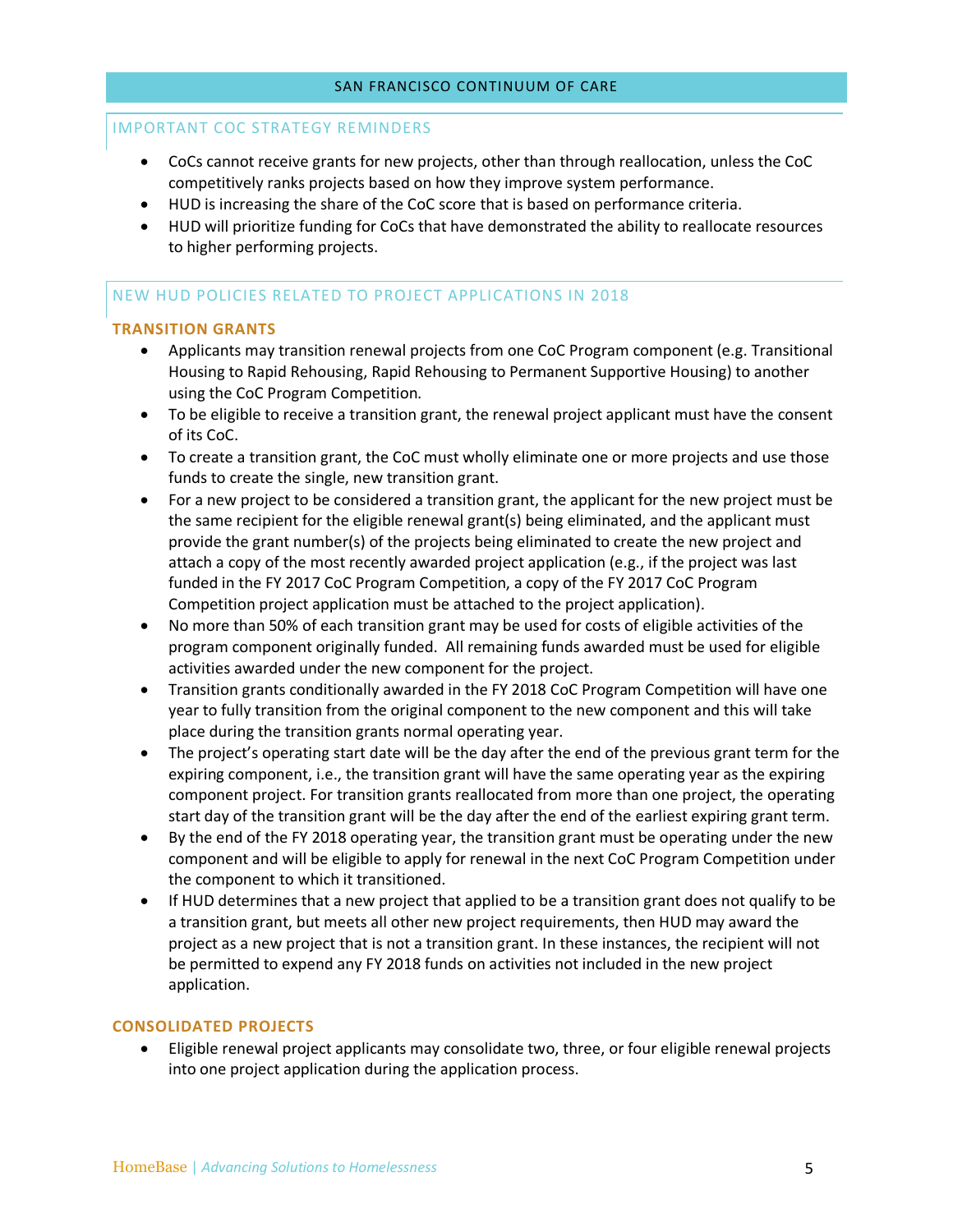## IMPORTANT COC STRATEGY REMINDERS

- CoCs cannot receive grants for new projects, other than through reallocation, unless the CoC competitively ranks projects based on how they improve system performance.
- HUD is increasing the share of the CoC score that is based on performance criteria.
- HUD will prioritize funding for CoCs that have demonstrated the ability to reallocate resources to higher performing projects.

## NEW HUD POLICIES RELATED TO PROJECT APPLICATIONS IN 2018

### TRANSITION GRANTS

- Applicants may transition renewal projects from one CoC Program component (e.g. Transitional Housing to Rapid Rehousing, Rapid Rehousing to Permanent Supportive Housing) to another using the CoC Program Competition.
- To be eligible to receive a transition grant, the renewal project applicant must have the consent of its CoC.
- To create a transition grant, the CoC must wholly eliminate one or more projects and use those funds to create the single, new transition grant.
- For a new project to be considered a transition grant, the applicant for the new project must be the same recipient for the eligible renewal grant(s) being eliminated, and the applicant must provide the grant number(s) of the projects being eliminated to create the new project and attach a copy of the most recently awarded project application (e.g., if the project was last funded in the FY 2017 CoC Program Competition, a copy of the FY 2017 CoC Program Competition project application must be attached to the project application).
- No more than 50% of each transition grant may be used for costs of eligible activities of the program component originally funded. All remaining funds awarded must be used for eligible activities awarded under the new component for the project.
- Transition grants conditionally awarded in the FY 2018 CoC Program Competition will have one year to fully transition from the original component to the new component and this will take place during the transition grants normal operating year.
- The project's operating start date will be the day after the end of the previous grant term for the expiring component, i.e., the transition grant will have the same operating year as the expiring component project. For transition grants reallocated from more than one project, the operating start day of the transition grant will be the day after the end of the earliest expiring grant term.
- By the end of the FY 2018 operating year, the transition grant must be operating under the new component and will be eligible to apply for renewal in the next CoC Program Competition under the component to which it transitioned.
- If HUD determines that a new project that applied to be a transition grant does not qualify to be a transition grant, but meets all other new project requirements, then HUD may award the project as a new project that is not a transition grant. In these instances, the recipient will not be permitted to expend any FY 2018 funds on activities not included in the new project application.

### CONSOLIDATED PROJECTS

- Eligible renewal project applicants may consolidate two, three, or four eligible renewal projects into one project application during the application process.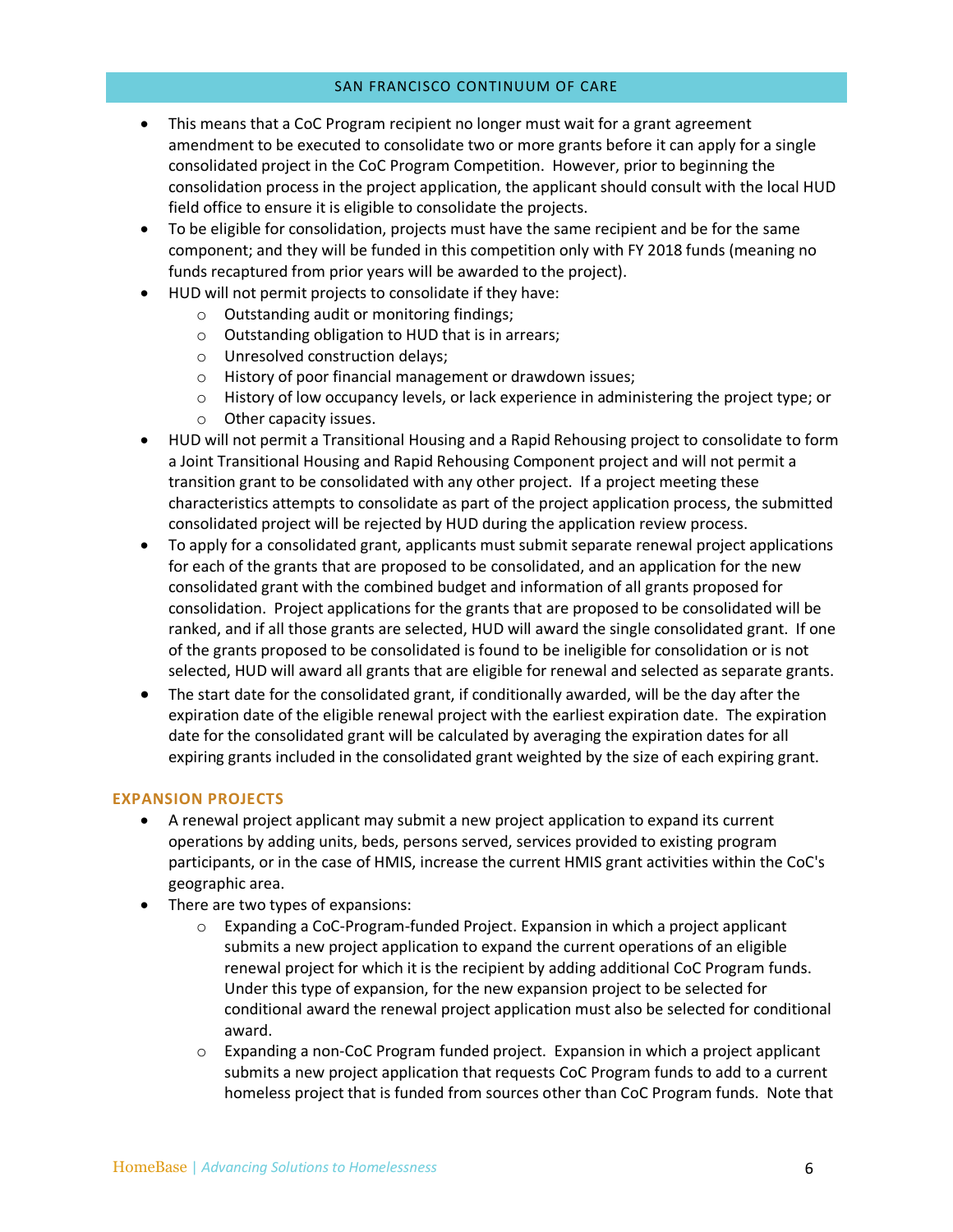- This means that a CoC Program recipient no longer must wait for a grant agreement amendment to be executed to consolidate two or more grants before it can apply for a single consolidated project in the CoC Program Competition. However, prior to beginning the consolidation process in the project application, the applicant should consult with the local HUD field office to ensure it is eligible to consolidate the projects.
- To be eligible for consolidation, projects must have the same recipient and be for the same component; and they will be funded in this competition only with FY 2018 funds (meaning no funds recaptured from prior years will be awarded to the project).
- HUD will not permit projects to consolidate if they have:
  - Outstanding audit or monitoring findings;
  - Outstanding obligation to HUD that is in arrears;
  - Unresolved construction delays;
  - History of poor financial management or drawdown issues;
  - History of low occupancy levels, or lack experience in administering the project type; or
  - Other capacity issues.
- HUD will not permit a Transitional Housing and a Rapid Rehousing project to consolidate to form a Joint Transitional Housing and Rapid Rehousing Component project and will not permit a transition grant to be consolidated with any other project. If a project meeting these characteristics attempts to consolidate as part of the project application process, the submitted consolidated project will be rejected by HUD during the application review process.
- To apply for a consolidated grant, applicants must submit separate renewal project applications for each of the grants that are proposed to be consolidated, and an application for the new consolidated grant with the combined budget and information of all grants proposed for consolidation. Project applications for the grants that are proposed to be consolidated will be ranked, and if all those grants are selected, HUD will award the single consolidated grant. If one of the grants proposed to be consolidated is found to be ineligible for consolidation or is not selected, HUD will award all grants that are eligible for renewal and selected as separate grants.
- The start date for the consolidated grant, if conditionally awarded, will be the day after the expiration date of the eligible renewal project with the earliest expiration date. The expiration date for the consolidated grant will be calculated by averaging the expiration dates for all expiring grants included in the consolidated grant weighted by the size of each expiring grant.

### EXPANSION PROJECTS

- A renewal project applicant may submit a new project application to expand its current operations by adding units, beds, persons served, services provided to existing program participants, or in the case of HMIS, increase the current HMIS grant activities within the CoC's geographic area.
- There are two types of expansions:
  - Expanding a CoC-Program-funded Project. Expansion in which a project applicant submits a new project application to expand the current operations of an eligible renewal project for which it is the recipient by adding additional CoC Program funds. Under this type of expansion, for the new expansion project to be selected for conditional award the renewal project application must also be selected for conditional award.
  - Expanding a non-CoC Program funded project. Expansion in which a project applicant submits a new project application that requests CoC Program funds to add to a current homeless project that is funded from sources other than CoC Program funds. Note that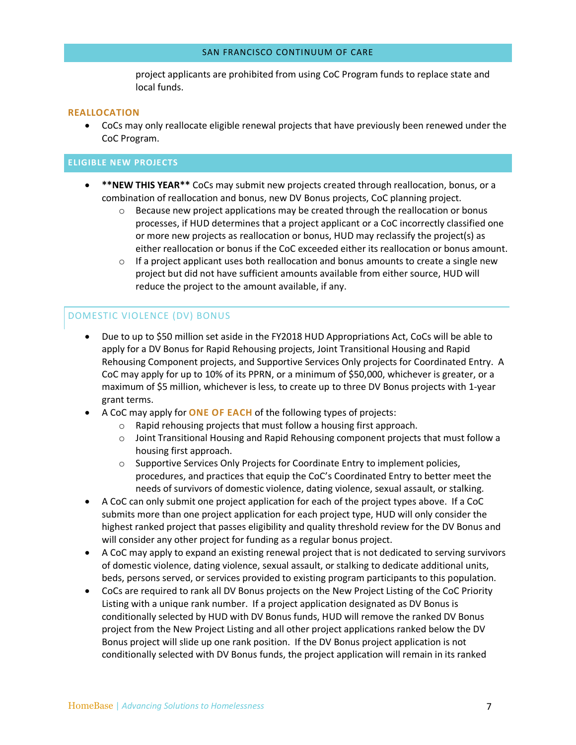project applicants are prohibited from using CoC Program funds to replace state and local funds.

### REALLOCATION

- CoCs may only reallocate eligible renewal projects that have previously been renewed under the CoC Program.

## ELIGIBLE NEW PROJECTS

- **\*\*NEW THIS YEAR\*\*** CoCs may submit new projects created through reallocation, bonus, or a combination of reallocation and bonus, new DV Bonus projects, CoC planning project.
  - Because new project applications may be created through the reallocation or bonus processes, if HUD determines that a project applicant or a CoC incorrectly classified one or more new projects as reallocation or bonus, HUD may reclassify the project(s) as either reallocation or bonus if the CoC exceeded either its reallocation or bonus amount.
  - If a project applicant uses both reallocation and bonus amounts to create a single new project but did not have sufficient amounts available from either source, HUD will reduce the project to the amount available, if any.

### DOMESTIC VIOLENCE (DV) BONUS

- Due to up to $50 million set aside in the FY2018 HUD Appropriations Act, CoCs will be able to apply for a DV Bonus for Rapid Rehousing projects, Joint Transitional Housing and Rapid Rehousing Component projects, and Supportive Services Only projects for Coordinated Entry. A CoC may apply for up to 10% of its PPRN, or a minimum of $50,000, whichever is greater, or a maximum of $5 million, whichever is less, to create up to three DV Bonus projects with 1-year grant terms.
- A CoC may apply for **ONE OF EACH** of the following types of projects:
  - Rapid rehousing projects that must follow a housing first approach.
  - Joint Transitional Housing and Rapid Rehousing component projects that must follow a housing first approach.
  - Supportive Services Only Projects for Coordinate Entry to implement policies, procedures, and practices that equip the CoC's Coordinated Entry to better meet the needs of survivors of domestic violence, dating violence, sexual assault, or stalking.
- A CoC can only submit one project application for each of the project types above. If a CoC submits more than one project application for each project type, HUD will only consider the highest ranked project that passes eligibility and quality threshold review for the DV Bonus and will consider any other project for funding as a regular bonus project.
- A CoC may apply to expand an existing renewal project that is not dedicated to serving survivors of domestic violence, dating violence, sexual assault, or stalking to dedicate additional units, beds, persons served, or services provided to existing program participants to this population.
- CoCs are required to rank all DV Bonus projects on the New Project Listing of the CoC Priority Listing with a unique rank number. If a project application designated as DV Bonus is conditionally selected by HUD with DV Bonus funds, HUD will remove the ranked DV Bonus project from the New Project Listing and all other project applications ranked below the DV Bonus project will slide up one rank position. If the DV Bonus project application is not conditionally selected with DV Bonus funds, the project application will remain in its ranked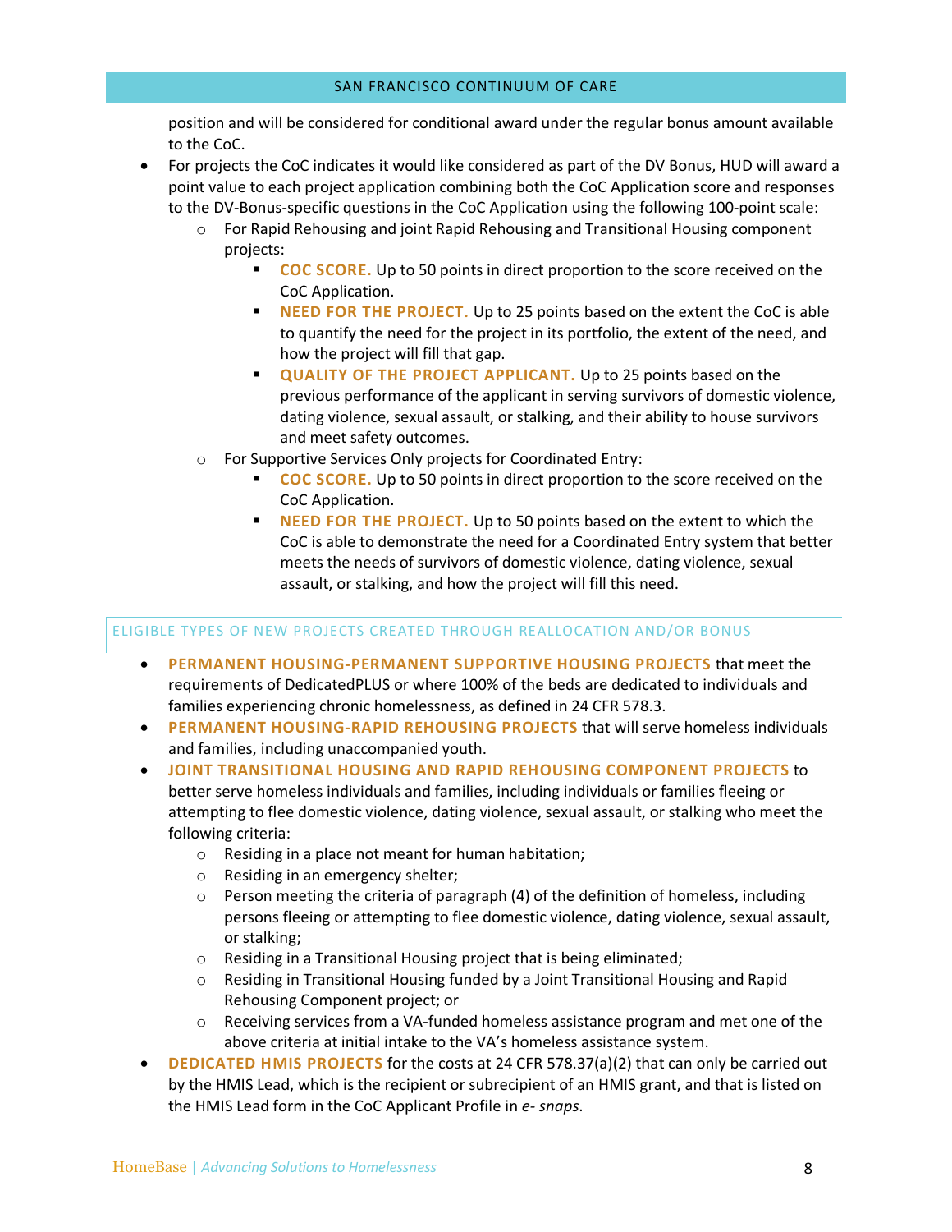position and will be considered for conditional award under the regular bonus amount available to the CoC.

- For projects the CoC indicates it would like considered as part of the DV Bonus, HUD will award a point value to each project application combining both the CoC Application score and responses to the DV-Bonus-specific questions in the CoC Application using the following 100-point scale:
    - For Rapid Rehousing and joint Rapid Rehousing and Transitional Housing component projects:
        - **COC SCORE.** Up to 50 points in direct proportion to the score received on the CoC Application.
        - **NEED FOR THE PROJECT.** Up to 25 points based on the extent the CoC is able to quantify the need for the project in its portfolio, the extent of the need, and how the project will fill that gap.
        - **QUALITY OF THE PROJECT APPLICANT.** Up to 25 points based on the previous performance of the applicant in serving survivors of domestic violence, dating violence, sexual assault, or stalking, and their ability to house survivors and meet safety outcomes.
    - For Supportive Services Only projects for Coordinated Entry:
        - **COC SCORE.** Up to 50 points in direct proportion to the score received on the CoC Application.
        - **NEED FOR THE PROJECT.** Up to 50 points based on the extent to which the CoC is able to demonstrate the need for a Coordinated Entry system that better meets the needs of survivors of domestic violence, dating violence, sexual assault, or stalking, and how the project will fill this need.

## ELIGIBLE TYPES OF NEW PROJECTS CREATED THROUGH REALLOCATION AND/OR BONUS

- **PERMANENT HOUSING-PERMANENT SUPPORTIVE HOUSING PROJECTS** that meet the requirements of DedicatedPLUS or where 100% of the beds are dedicated to individuals and families experiencing chronic homelessness, as defined in 24 CFR 578.3.
- **PERMANENT HOUSING-RAPID REHOUSING PROJECTS** that will serve homeless individuals and families, including unaccompanied youth.
- **JOINT TRANSITIONAL HOUSING AND RAPID REHOUSING COMPONENT PROJECTS** to better serve homeless individuals and families, including individuals or families fleeing or attempting to flee domestic violence, dating violence, sexual assault, or stalking who meet the following criteria:
    - Residing in a place not meant for human habitation;
    - Residing in an emergency shelter;
    - Person meeting the criteria of paragraph (4) of the definition of homeless, including persons fleeing or attempting to flee domestic violence, dating violence, sexual assault, or stalking;
    - Residing in a Transitional Housing project that is being eliminated;
    - Residing in Transitional Housing funded by a Joint Transitional Housing and Rapid Rehousing Component project; or
    - Receiving services from a VA-funded homeless assistance program and met one of the above criteria at initial intake to the VA's homeless assistance system.
- **DEDICATED HMIS PROJECTS** for the costs at 24 CFR 578.37(a)(2) that can only be carried out by the HMIS Lead, which is the recipient or subrecipient of an HMIS grant, and that is listed on the HMIS Lead form in the CoC Applicant Profile in *e- snaps*.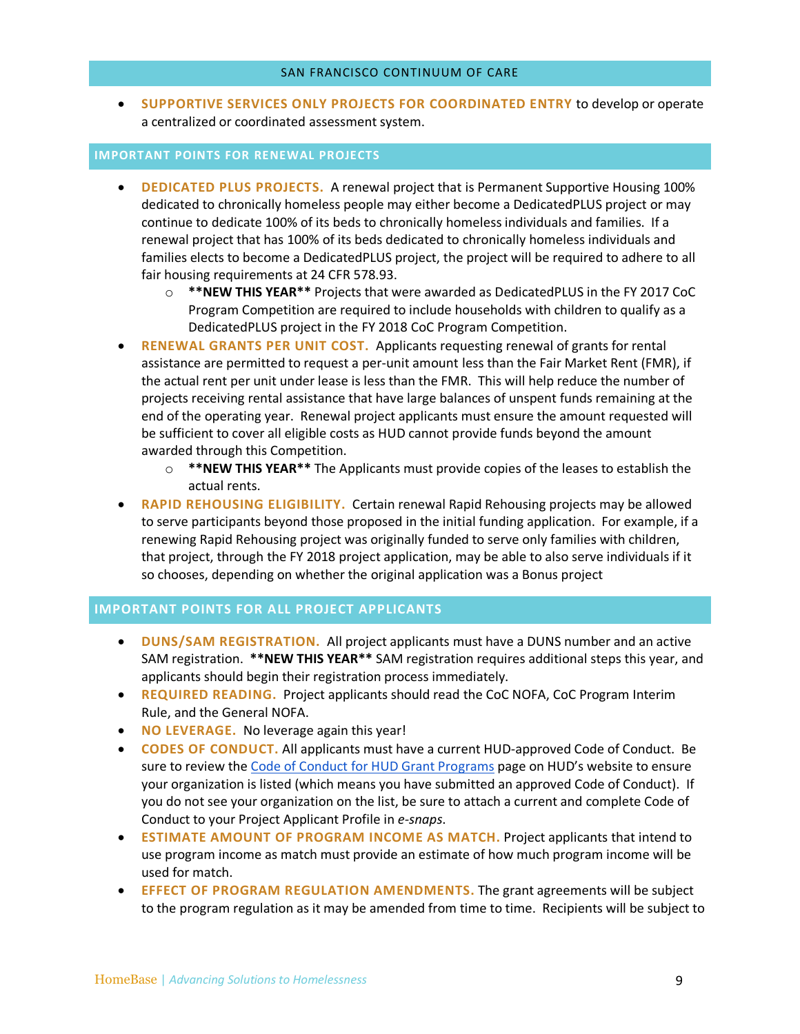- **SUPPORTIVE SERVICES ONLY PROJECTS FOR COORDINATED ENTRY** to develop or operate a centralized or coordinated assessment system.

## IMPORTANT POINTS FOR RENEWAL PROJECTS

- **DEDICATED PLUS PROJECTS.** A renewal project that is Permanent Supportive Housing 100% dedicated to chronically homeless people may either become a DedicatedPLUS project or may continue to dedicate 100% of its beds to chronically homeless individuals and families. If a renewal project that has 100% of its beds dedicated to chronically homeless individuals and families elects to become a DedicatedPLUS project, the project will be required to adhere to all fair housing requirements at 24 CFR 578.93.
  - **\*\*NEW THIS YEAR\*\*** Projects that were awarded as DedicatedPLUS in the FY 2017 CoC Program Competition are required to include households with children to qualify as a DedicatedPLUS project in the FY 2018 CoC Program Competition.
- **RENEWAL GRANTS PER UNIT COST.** Applicants requesting renewal of grants for rental assistance are permitted to request a per-unit amount less than the Fair Market Rent (FMR), if the actual rent per unit under lease is less than the FMR. This will help reduce the number of projects receiving rental assistance that have large balances of unspent funds remaining at the end of the operating year. Renewal project applicants must ensure the amount requested will be sufficient to cover all eligible costs as HUD cannot provide funds beyond the amount awarded through this Competition.
  - **\*\*NEW THIS YEAR\*\*** The Applicants must provide copies of the leases to establish the actual rents.
- **RAPID REHOUSING ELIGIBILITY.** Certain renewal Rapid Rehousing projects may be allowed to serve participants beyond those proposed in the initial funding application. For example, if a renewing Rapid Rehousing project was originally funded to serve only families with children, that project, through the FY 2018 project application, may be able to also serve individuals if it so chooses, depending on whether the original application was a Bonus project

## IMPORTANT POINTS FOR ALL PROJECT APPLICANTS

- **DUNS/SAM REGISTRATION.** All project applicants must have a DUNS number and an active SAM registration. **\*\*NEW THIS YEAR\*\*** SAM registration requires additional steps this year, and applicants should begin their registration process immediately.
- **REQUIRED READING.** Project applicants should read the CoC NOFA, CoC Program Interim Rule, and the General NOFA.
- **NO LEVERAGE.** No leverage again this year!
- **CODES OF CONDUCT.** All applicants must have a current HUD-approved Code of Conduct. Be sure to review the [Code of Conduct for HUD Grant Programs] page on HUD's website to ensure your organization is listed (which means you have submitted an approved Code of Conduct). If you do not see your organization on the list, be sure to attach a current and complete Code of Conduct to your Project Applicant Profile in *e-snaps*.
- **ESTIMATE AMOUNT OF PROGRAM INCOME AS MATCH.** Project applicants that intend to use program income as match must provide an estimate of how much program income will be used for match.
- **EFFECT OF PROGRAM REGULATION AMENDMENTS.** The grant agreements will be subject to the program regulation as it may be amended from time to time. Recipients will be subject to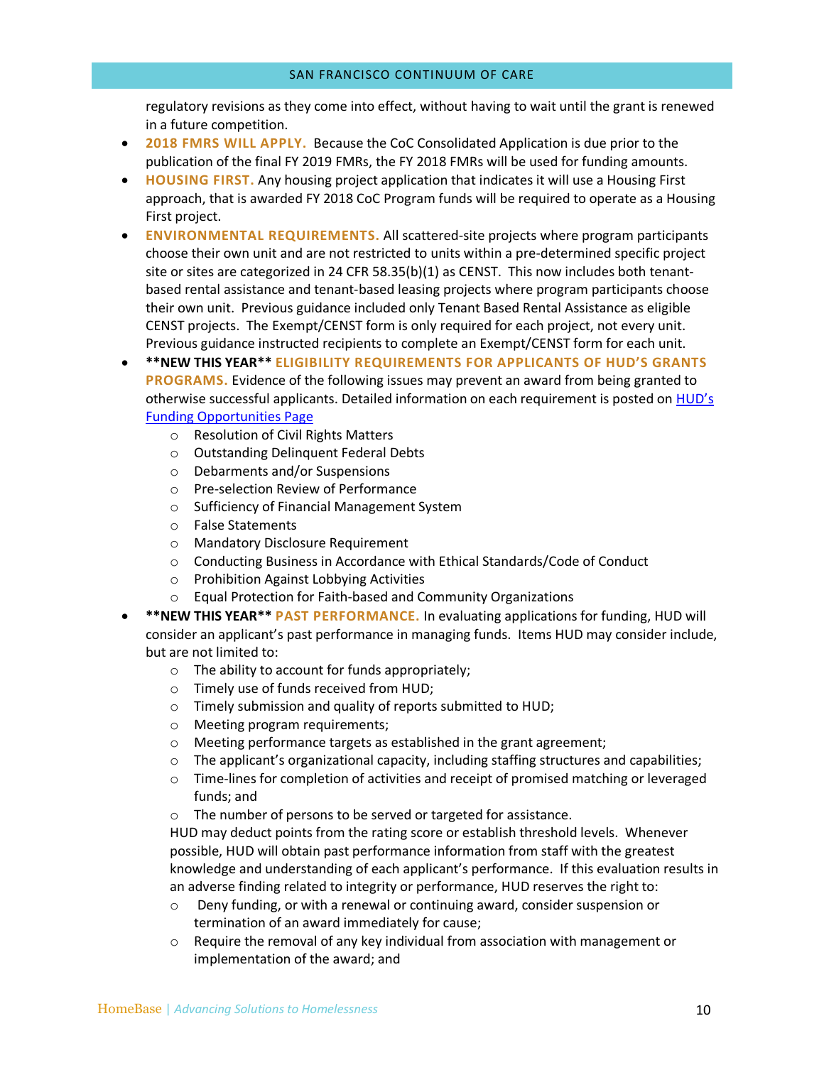regulatory revisions as they come into effect, without having to wait until the grant is renewed in a future competition.

- **2018 FMRS WILL APPLY.** Because the CoC Consolidated Application is due prior to the publication of the final FY 2019 FMRs, the FY 2018 FMRs will be used for funding amounts.
- **HOUSING FIRST.** Any housing project application that indicates it will use a Housing First approach, that is awarded FY 2018 CoC Program funds will be required to operate as a Housing First project.
- **ENVIRONMENTAL REQUIREMENTS.** All scattered-site projects where program participants choose their own unit and are not restricted to units within a pre-determined specific project site or sites are categorized in 24 CFR 58.35(b)(1) as CENST. This now includes both tenant-based rental assistance and tenant-based leasing projects where program participants choose their own unit. Previous guidance included only Tenant Based Rental Assistance as eligible CENST projects. The Exempt/CENST form is only required for each project, not every unit. Previous guidance instructed recipients to complete an Exempt/CENST form for each unit.
- **\*\*NEW THIS YEAR\*\* ELIGIBILITY REQUIREMENTS FOR APPLICANTS OF HUD'S GRANTS PROGRAMS.** Evidence of the following issues may prevent an award from being granted to otherwise successful applicants. Detailed information on each requirement is posted on [HUD's Funding Opportunities Page]()
  - Resolution of Civil Rights Matters
  - Outstanding Delinquent Federal Debts
  - Debarments and/or Suspensions
  - Pre-selection Review of Performance
  - Sufficiency of Financial Management System
  - False Statements
  - Mandatory Disclosure Requirement
  - Conducting Business in Accordance with Ethical Standards/Code of Conduct
  - Prohibition Against Lobbying Activities
  - Equal Protection for Faith-based and Community Organizations
- **\*\*NEW THIS YEAR\*\* PAST PERFORMANCE.** In evaluating applications for funding, HUD will consider an applicant's past performance in managing funds. Items HUD may consider include, but are not limited to:
  - The ability to account for funds appropriately;
  - Timely use of funds received from HUD;
  - Timely submission and quality of reports submitted to HUD;
  - Meeting program requirements;
  - Meeting performance targets as established in the grant agreement;
  - The applicant's organizational capacity, including staffing structures and capabilities;
  - Time-lines for completion of activities and receipt of promised matching or leveraged funds; and
  - The number of persons to be served or targeted for assistance.

  HUD may deduct points from the rating score or establish threshold levels. Whenever possible, HUD will obtain past performance information from staff with the greatest knowledge and understanding of each applicant's performance. If this evaluation results in an adverse finding related to integrity or performance, HUD reserves the right to:

  - Deny funding, or with a renewal or continuing award, consider suspension or termination of an award immediately for cause;
  - Require the removal of any key individual from association with management or implementation of the award; and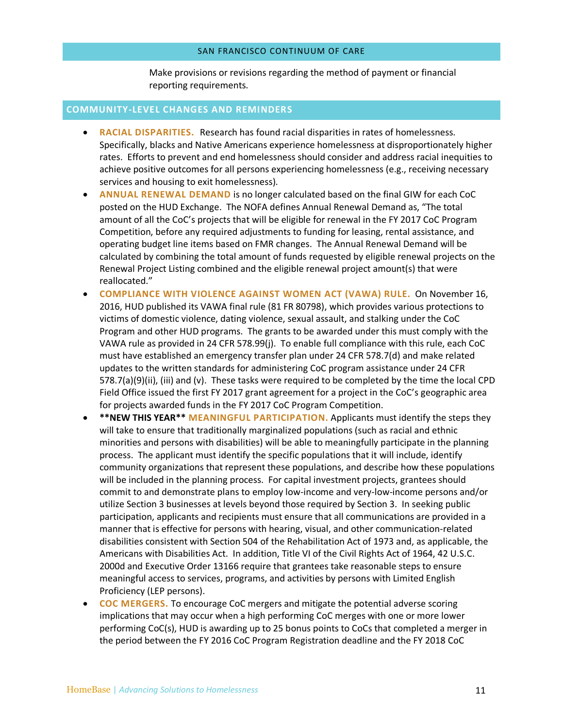Make provisions or revisions regarding the method of payment or financial reporting requirements.

## COMMUNITY-LEVEL CHANGES AND REMINDERS

- **RACIAL DISPARITIES.** Research has found racial disparities in rates of homelessness. Specifically, blacks and Native Americans experience homelessness at disproportionately higher rates. Efforts to prevent and end homelessness should consider and address racial inequities to achieve positive outcomes for all persons experiencing homelessness (e.g., receiving necessary services and housing to exit homelessness).
- **ANNUAL RENEWAL DEMAND** is no longer calculated based on the final GIW for each CoC posted on the HUD Exchange. The NOFA defines Annual Renewal Demand as, "The total amount of all the CoC's projects that will be eligible for renewal in the FY 2017 CoC Program Competition, before any required adjustments to funding for leasing, rental assistance, and operating budget line items based on FMR changes. The Annual Renewal Demand will be calculated by combining the total amount of funds requested by eligible renewal projects on the Renewal Project Listing combined and the eligible renewal project amount(s) that were reallocated."
- **COMPLIANCE WITH VIOLENCE AGAINST WOMEN ACT (VAWA) RULE.** On November 16, 2016, HUD published its VAWA final rule (81 FR 80798), which provides various protections to victims of domestic violence, dating violence, sexual assault, and stalking under the CoC Program and other HUD programs. The grants to be awarded under this must comply with the VAWA rule as provided in 24 CFR 578.99(j). To enable full compliance with this rule, each CoC must have established an emergency transfer plan under 24 CFR 578.7(d) and make related updates to the written standards for administering CoC program assistance under 24 CFR 578.7(a)(9)(ii), (iii) and (v). These tasks were required to be completed by the time the local CPD Field Office issued the first FY 2017 grant agreement for a project in the CoC's geographic area for projects awarded funds in the FY 2017 CoC Program Competition.
- **\*\*NEW THIS YEAR\*\* MEANINGFUL PARTICIPATION.** Applicants must identify the steps they will take to ensure that traditionally marginalized populations (such as racial and ethnic minorities and persons with disabilities) will be able to meaningfully participate in the planning process. The applicant must identify the specific populations that it will include, identify community organizations that represent these populations, and describe how these populations will be included in the planning process. For capital investment projects, grantees should commit to and demonstrate plans to employ low-income and very-low-income persons and/or utilize Section 3 businesses at levels beyond those required by Section 3. In seeking public participation, applicants and recipients must ensure that all communications are provided in a manner that is effective for persons with hearing, visual, and other communication-related disabilities consistent with Section 504 of the Rehabilitation Act of 1973 and, as applicable, the Americans with Disabilities Act. In addition, Title VI of the Civil Rights Act of 1964, 42 U.S.C. 2000d and Executive Order 13166 require that grantees take reasonable steps to ensure meaningful access to services, programs, and activities by persons with Limited English Proficiency (LEP persons).
- **COC MERGERS.** To encourage CoC mergers and mitigate the potential adverse scoring implications that may occur when a high performing CoC merges with one or more lower performing CoC(s), HUD is awarding up to 25 bonus points to CoCs that completed a merger in the period between the FY 2016 CoC Program Registration deadline and the FY 2018 CoC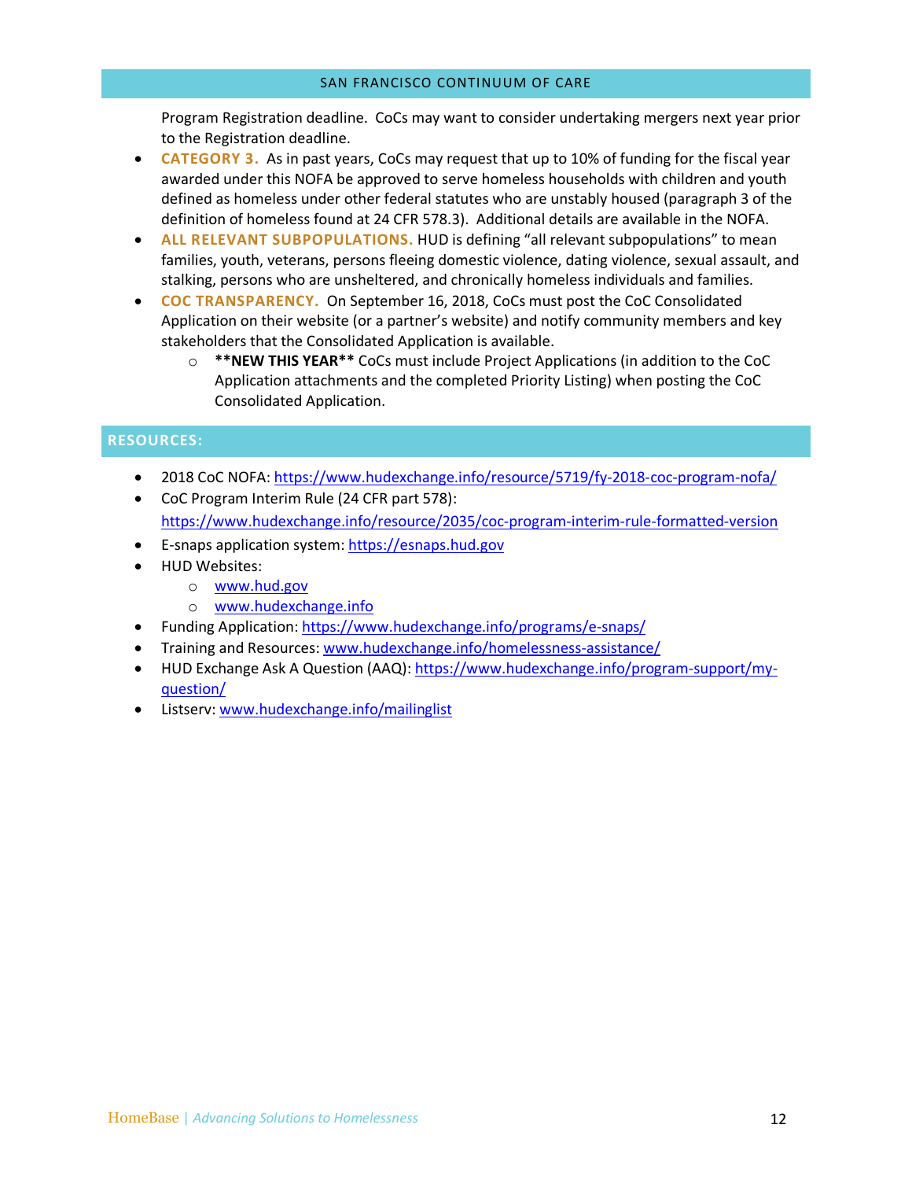Program Registration deadline. CoCs may want to consider undertaking mergers next year prior to the Registration deadline.

- **CATEGORY 3.** As in past years, CoCs may request that up to 10% of funding for the fiscal year awarded under this NOFA be approved to serve homeless households with children and youth defined as homeless under other federal statutes who are unstably housed (paragraph 3 of the definition of homeless found at 24 CFR 578.3). Additional details are available in the NOFA.
- **ALL RELEVANT SUBPOPULATIONS.** HUD is defining "all relevant subpopulations" to mean families, youth, veterans, persons fleeing domestic violence, dating violence, sexual assault, and stalking, persons who are unsheltered, and chronically homeless individuals and families.
- **COC TRANSPARENCY.** On September 16, 2018, CoCs must post the CoC Consolidated Application on their website (or a partner's website) and notify community members and key stakeholders that the Consolidated Application is available.
  - ****NEW THIS YEAR**** CoCs must include Project Applications (in addition to the CoC Application attachments and the completed Priority Listing) when posting the CoC Consolidated Application.

## RESOURCES:

- 2018 CoC NOFA: https://www.hudexchange.info/resource/5719/fy-2018-coc-program-nofa/
- CoC Program Interim Rule (24 CFR part 578): https://www.hudexchange.info/resource/2035/coc-program-interim-rule-formatted-version
- E-snaps application system: https://esnaps.hud.gov
- HUD Websites:
  - www.hud.gov
  - www.hudexchange.info
- Funding Application: https://www.hudexchange.info/programs/e-snaps/
- Training and Resources: www.hudexchange.info/homelessness-assistance/
- HUD Exchange Ask A Question (AAQ): https://www.hudexchange.info/program-support/my-question/
- Listserv: www.hudexchange.info/mailinglist